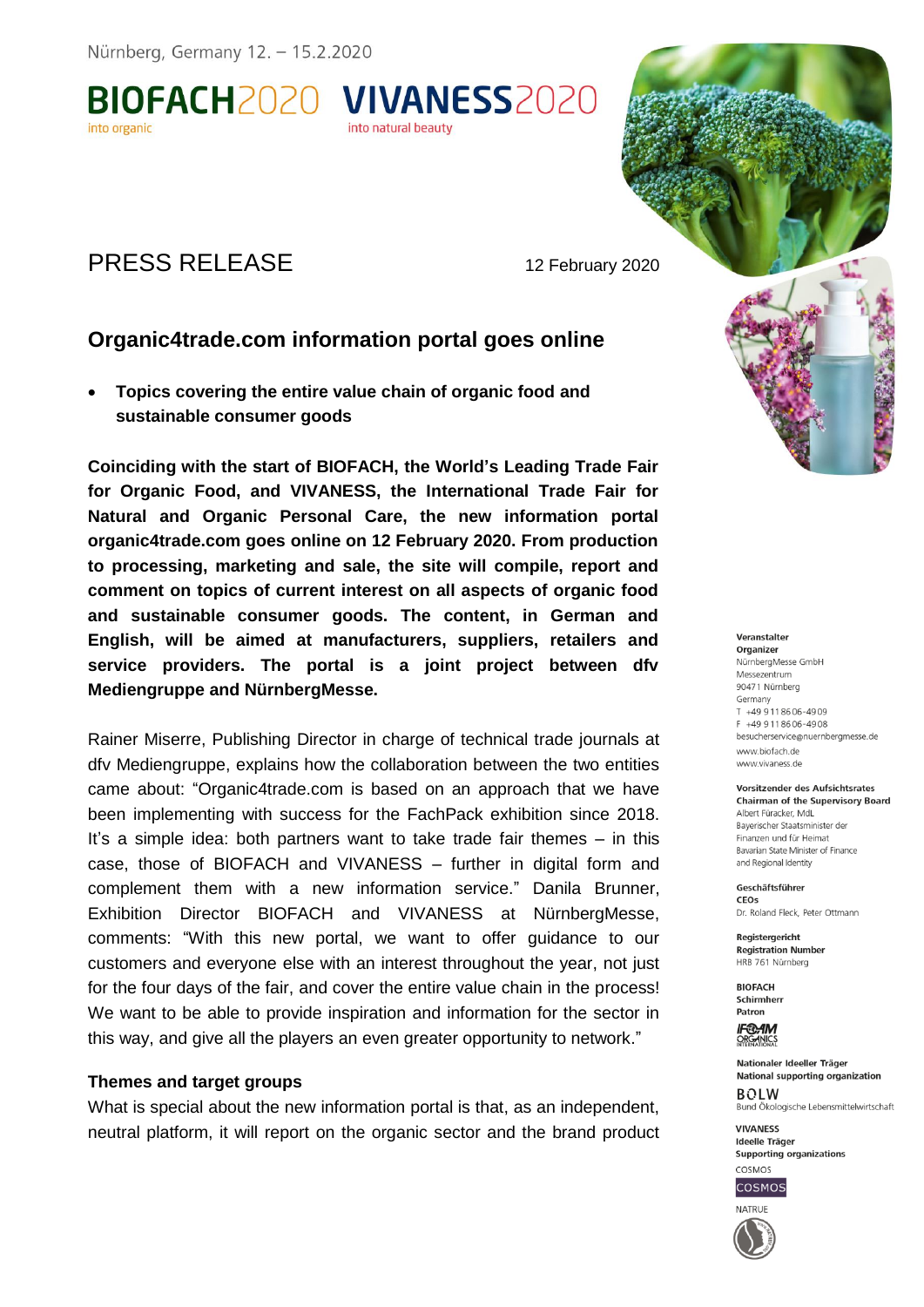Nürnberg, Germany 12. – 15.2.2020

**BIOFACH**2020 into organic **VIVANESS**2020 into natural beauty

# PRESS RELEASE

12 February 2020

## Organic4trade.com information portal goes online

- **Topics covering the entire value chain of organic food and sustainable consumer goods**

**Coinciding with the start of BIOFACH, the World's Leading Trade Fair for Organic Food, and VIVANESS, the International Trade Fair for Natural and Organic Personal Care, the new information portal organic4trade.com goes online on 12 February 2020. From production to processing, marketing and sale, the site will compile, report and comment on topics of current interest on all aspects of organic food and sustainable consumer goods. The content, in German and English, will be aimed at manufacturers, suppliers, retailers and service providers. The portal is a joint project between dfv Mediengruppe and NürnbergMesse.**

Rainer Miserre, Publishing Director in charge of technical trade journals at dfv Mediengruppe, explains how the collaboration between the two entities came about: "Organic4trade.com is based on an approach that we have been implementing with success for the FachPack exhibition since 2018. It's a simple idea: both partners want to take trade fair themes – in this case, those of BIOFACH and VIVANESS – further in digital form and complement them with a new information service." Danila Brunner, Exhibition Director BIOFACH and VIVANESS at NürnbergMesse, comments: "With this new portal, we want to offer guidance to our customers and everyone else with an interest throughout the year, not just for the four days of the fair, and cover the entire value chain in the process! We want to be able to provide inspiration and information for the sector in this way, and give all the players an even greater opportunity to network."

### Themes and target groups

What is special about the new information portal is that, as an independent, neutral platform, it will report on the organic sector and the brand product

**Veranstalter**
**Organizer**
NürnbergMesse GmbH
Messezentrum
90471 Nürnberg
Germany
T +49 9 11 86 06-49 09
F +49 9 11 86 06-49 08
besucherservice@nuernbergmesse.de
www.biofach.de
www.vivaness.de

**Vorsitzender des Aufsichtsrates**
**Chairman of the Supervisory Board**
Albert Füracker, MdL
Bayerischer Staatsminister der Finanzen und für Heimat
Bavarian State Minister of Finance and Regional Identity

**Geschäftsführer**
**CEOs**
Dr. Roland Fleck, Peter Ottmann

**Registergericht**
**Registration Number**
HRB 761 Nürnberg

**BIOFACH**
**Schirmherr**
**Patron**
IFOAM Organics International

**Nationaler Ideeller Träger**
**National supporting organization**
BÖLW
Bund Ökologische Lebensmittelwirtschaft

**VIVANESS**
**Ideelle Träger**
**Supporting organizations**
COSMOS
NATRUE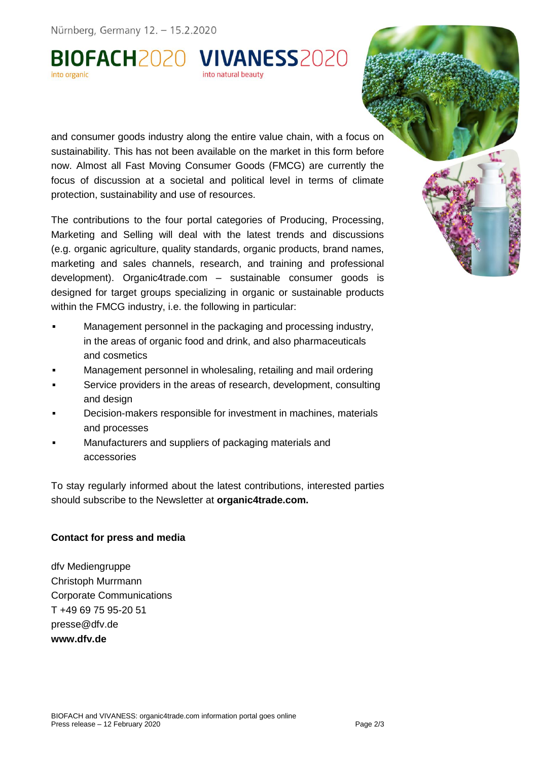and consumer goods industry along the entire value chain, with a focus on sustainability. This has not been available on the market in this form before now. Almost all Fast Moving Consumer Goods (FMCG) are currently the focus of discussion at a societal and political level in terms of climate protection, sustainability and use of resources.

The contributions to the four portal categories of Producing, Processing, Marketing and Selling will deal with the latest trends and discussions (e.g. organic agriculture, quality standards, organic products, brand names, marketing and sales channels, research, and training and professional development). Organic4trade.com – sustainable consumer goods is designed for target groups specializing in organic or sustainable products within the FMCG industry, i.e. the following in particular:

- Management personnel in the packaging and processing industry, in the areas of organic food and drink, and also pharmaceuticals and cosmetics
- Management personnel in wholesaling, retailing and mail ordering
- Service providers in the areas of research, development, consulting and design
- Decision-makers responsible for investment in machines, materials and processes
- Manufacturers and suppliers of packaging materials and accessories

To stay regularly informed about the latest contributions, interested parties should subscribe to the Newsletter at **organic4trade.com.**

**Contact for press and media**

dfv Mediengruppe
Christoph Murrmann
Corporate Communications
T +49 69 75 95-20 51
presse@dfv.de
**www.dfv.de**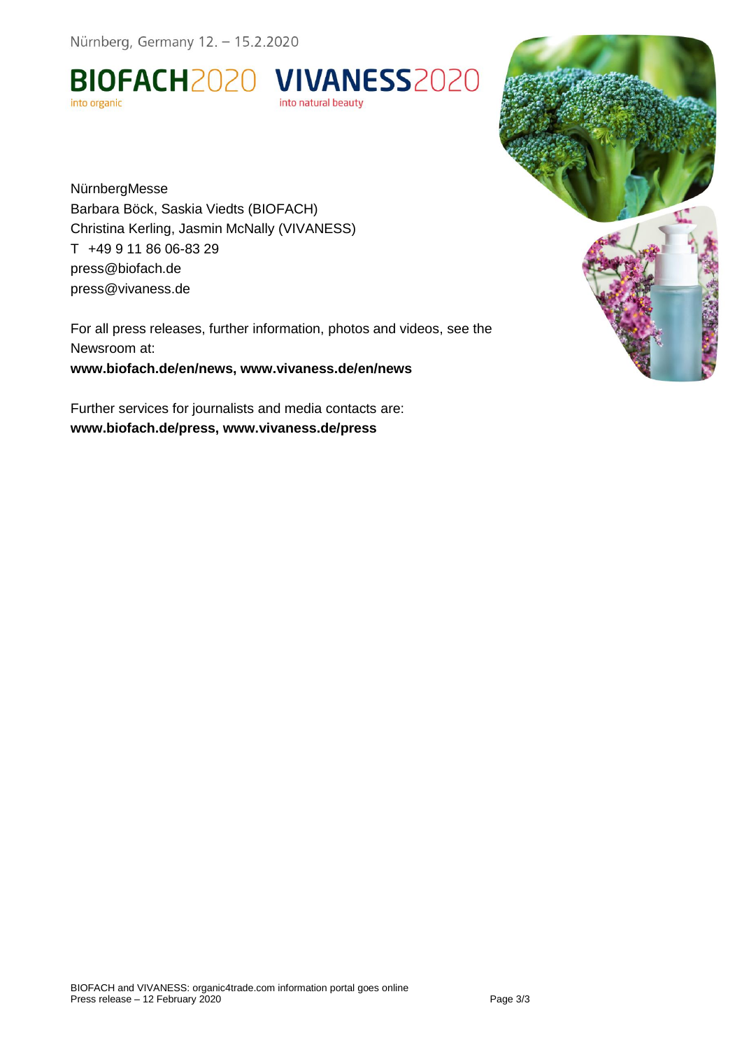NürnbergMesse
Barbara Böck, Saskia Viedts (BIOFACH)
Christina Kerling, Jasmin McNally (VIVANESS)
T +49 9 11 86 06-83 29
press@biofach.de
press@vivaness.de

For all press releases, further information, photos and videos, see the Newsroom at:
**www.biofach.de/en/news, www.vivaness.de/en/news**

Further services for journalists and media contacts are:
**www.biofach.de/press, www.vivaness.de/press**